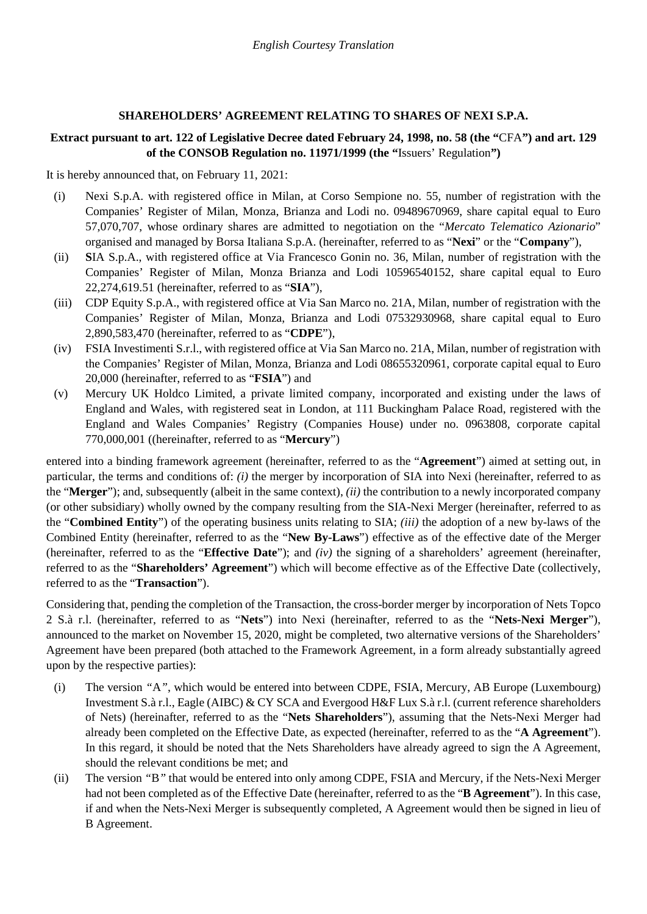*English Courtesy Translation*

## SHAREHOLDERS' AGREEMENT RELATING TO SHARES OF NEXI S.P.A.

### Extract pursuant to art. 122 of Legislative Decree dated February 24, 1998, no. 58 (the "CFA") and art. 129 of the CONSOB Regulation no. 11971/1999 (the "Issuers' Regulation")

It is hereby announced that, on February 11, 2021:

(i) Nexi S.p.A. with registered office in Milan, at Corso Sempione no. 55, number of registration with the Companies' Register of Milan, Monza, Brianza and Lodi no. 09489670969, share capital equal to Euro 57,070,707, whose ordinary shares are admitted to negotiation on the "*Mercato Telematico Azionario*" organised and managed by Borsa Italiana S.p.A. (hereinafter, referred to as "**Nexi**" or the "**Company**"),

(ii) **S**IA S.p.A., with registered office at Via Francesco Gonin no. 36, Milan, number of registration with the Companies' Register of Milan, Monza Brianza and Lodi 10596540152, share capital equal to Euro 22,274,619.51 (hereinafter, referred to as "**SIA**"),

(iii) CDP Equity S.p.A., with registered office at Via San Marco no. 21A, Milan, number of registration with the Companies' Register of Milan, Monza, Brianza and Lodi 07532930968, share capital equal to Euro 2,890,583,470 (hereinafter, referred to as "**CDPE**"),

(iv) FSIA Investimenti S.r.l., with registered office at Via San Marco no. 21A, Milan, number of registration with the Companies' Register of Milan, Monza, Brianza and Lodi 08655320961, corporate capital equal to Euro 20,000 (hereinafter, referred to as "**FSIA**") and

(v) Mercury UK Holdco Limited, a private limited company, incorporated and existing under the laws of England and Wales, with registered seat in London, at 111 Buckingham Palace Road, registered with the England and Wales Companies' Registry (Companies House) under no. 0963808, corporate capital 770,000,001 ((hereinafter, referred to as "**Mercury**")

entered into a binding framework agreement (hereinafter, referred to as the "**Agreement**") aimed at setting out, in particular, the terms and conditions of: *(i)* the merger by incorporation of SIA into Nexi (hereinafter, referred to as the "**Merger**"); and, subsequently (albeit in the same context), *(ii)* the contribution to a newly incorporated company (or other subsidiary) wholly owned by the company resulting from the SIA-Nexi Merger (hereinafter, referred to as the "**Combined Entity**") of the operating business units relating to SIA; *(iii)* the adoption of a new by-laws of the Combined Entity (hereinafter, referred to as the "**New By-Laws**") effective as of the effective date of the Merger (hereinafter, referred to as the "**Effective Date**"); and *(iv)* the signing of a shareholders' agreement (hereinafter, referred to as the "**Shareholders' Agreement**") which will become effective as of the Effective Date (collectively, referred to as the "**Transaction**").

Considering that, pending the completion of the Transaction, the cross-border merger by incorporation of Nets Topco 2 S.à r.l. (hereinafter, referred to as "**Nets**") into Nexi (hereinafter, referred to as the "**Nets-Nexi Merger**"), announced to the market on November 15, 2020, might be completed, two alternative versions of the Shareholders' Agreement have been prepared (both attached to the Framework Agreement, in a form already substantially agreed upon by the respective parties):

(i) The version *"A"*, which would be entered into between CDPE, FSIA, Mercury, AB Europe (Luxembourg) Investment S.à r.l., Eagle (AIBC) & CY SCA and Evergood H&F Lux S.à r.l. (current reference shareholders of Nets) (hereinafter, referred to as the "**Nets Shareholders**"), assuming that the Nets-Nexi Merger had already been completed on the Effective Date, as expected (hereinafter, referred to as the "**A Agreement**"). In this regard, it should be noted that the Nets Shareholders have already agreed to sign the A Agreement, should the relevant conditions be met; and

(ii) The version *"B"* that would be entered into only among CDPE, FSIA and Mercury, if the Nets-Nexi Merger had not been completed as of the Effective Date (hereinafter, referred to as the "**B Agreement**"). In this case, if and when the Nets-Nexi Merger is subsequently completed, A Agreement would then be signed in lieu of B Agreement.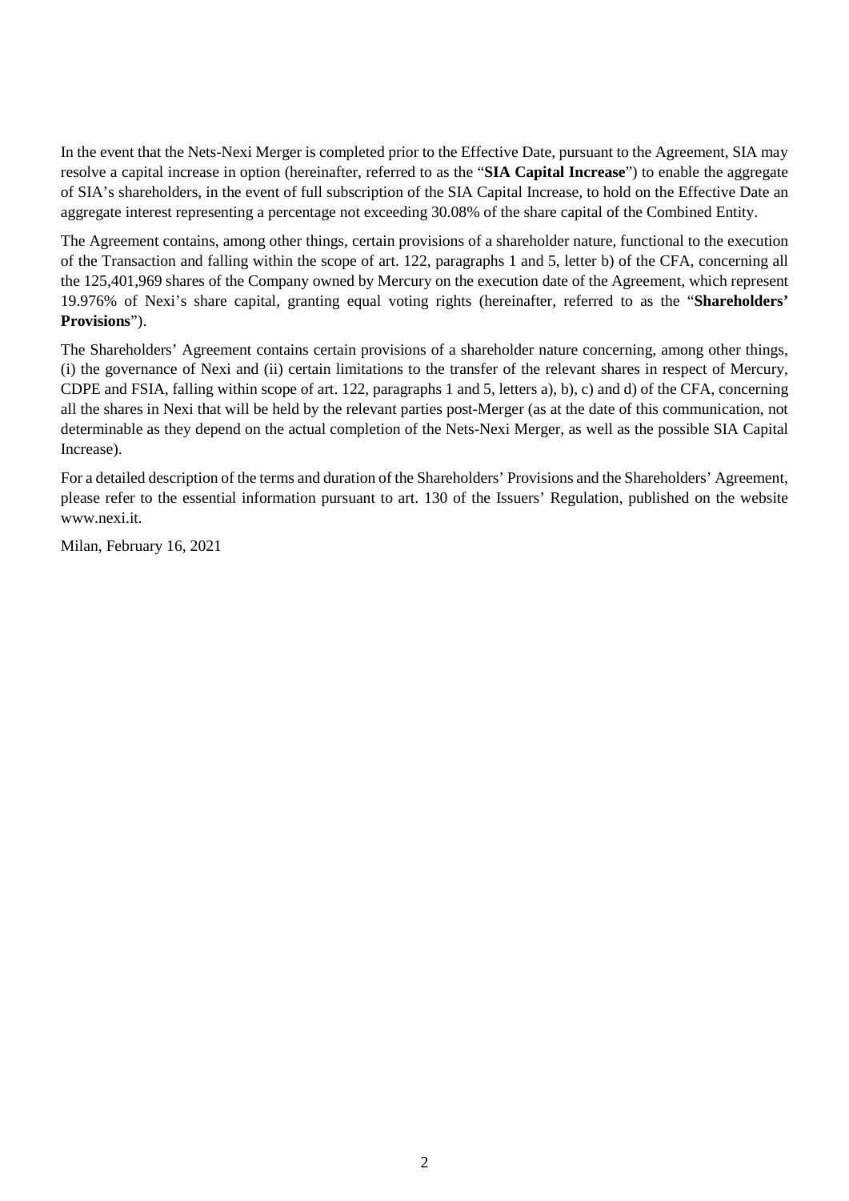In the event that the Nets-Nexi Merger is completed prior to the Effective Date, pursuant to the Agreement, SIA may resolve a capital increase in option (hereinafter, referred to as the "**SIA Capital Increase**") to enable the aggregate of SIA's shareholders, in the event of full subscription of the SIA Capital Increase, to hold on the Effective Date an aggregate interest representing a percentage not exceeding 30.08% of the share capital of the Combined Entity.

The Agreement contains, among other things, certain provisions of a shareholder nature, functional to the execution of the Transaction and falling within the scope of art. 122, paragraphs 1 and 5, letter b) of the CFA, concerning all the 125,401,969 shares of the Company owned by Mercury on the execution date of the Agreement, which represent 19.976% of Nexi's share capital, granting equal voting rights (hereinafter, referred to as the "**Shareholders' Provisions**").

The Shareholders' Agreement contains certain provisions of a shareholder nature concerning, among other things, (i) the governance of Nexi and (ii) certain limitations to the transfer of the relevant shares in respect of Mercury, CDPE and FSIA, falling within scope of art. 122, paragraphs 1 and 5, letters a), b), c) and d) of the CFA, concerning all the shares in Nexi that will be held by the relevant parties post-Merger (as at the date of this communication, not determinable as they depend on the actual completion of the Nets-Nexi Merger, as well as the possible SIA Capital Increase).

For a detailed description of the terms and duration of the Shareholders' Provisions and the Shareholders' Agreement, please refer to the essential information pursuant to art. 130 of the Issuers' Regulation, published on the website www.nexi.it.

Milan, February 16, 2021